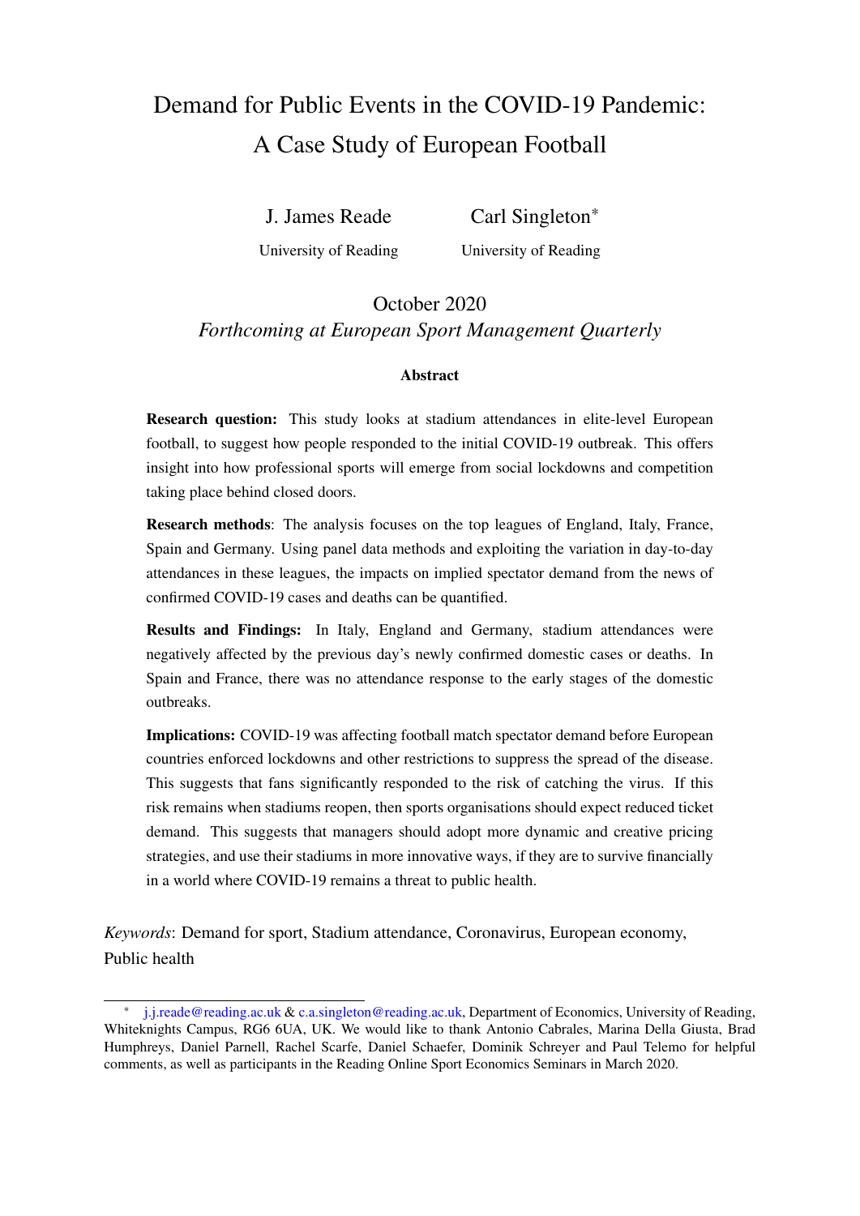# Demand for Public Events in the COVID-19 Pandemic: A Case Study of European Football

J. James Reade
University of Reading

Carl Singleton*
University of Reading

October 2020

*Forthcoming at European Sport Management Quarterly*

### Abstract

**Research question:** This study looks at stadium attendances in elite-level European football, to suggest how people responded to the initial COVID-19 outbreak. This offers insight into how professional sports will emerge from social lockdowns and competition taking place behind closed doors.

**Research methods**: The analysis focuses on the top leagues of England, Italy, France, Spain and Germany. Using panel data methods and exploiting the variation in day-to-day attendances in these leagues, the impacts on implied spectator demand from the news of confirmed COVID-19 cases and deaths can be quantified.

**Results and Findings:** In Italy, England and Germany, stadium attendances were negatively affected by the previous day's newly confirmed domestic cases or deaths. In Spain and France, there was no attendance response to the early stages of the domestic outbreaks.

**Implications:** COVID-19 was affecting football match spectator demand before European countries enforced lockdowns and other restrictions to suppress the spread of the disease. This suggests that fans significantly responded to the risk of catching the virus. If this risk remains when stadiums reopen, then sports organisations should expect reduced ticket demand. This suggests that managers should adopt more dynamic and creative pricing strategies, and use their stadiums in more innovative ways, if they are to survive financially in a world where COVID-19 remains a threat to public health.

*Keywords*: Demand for sport, Stadium attendance, Coronavirus, European economy, Public health

---

* j.j.reade@reading.ac.uk & c.a.singleton@reading.ac.uk, Department of Economics, University of Reading, Whiteknights Campus, RG6 6UA, UK. We would like to thank Antonio Cabrales, Marina Della Giusta, Brad Humphreys, Daniel Parnell, Rachel Scarfe, Daniel Schaefer, Dominik Schreyer and Paul Telemo for helpful comments, as well as participants in the Reading Online Sport Economics Seminars in March 2020.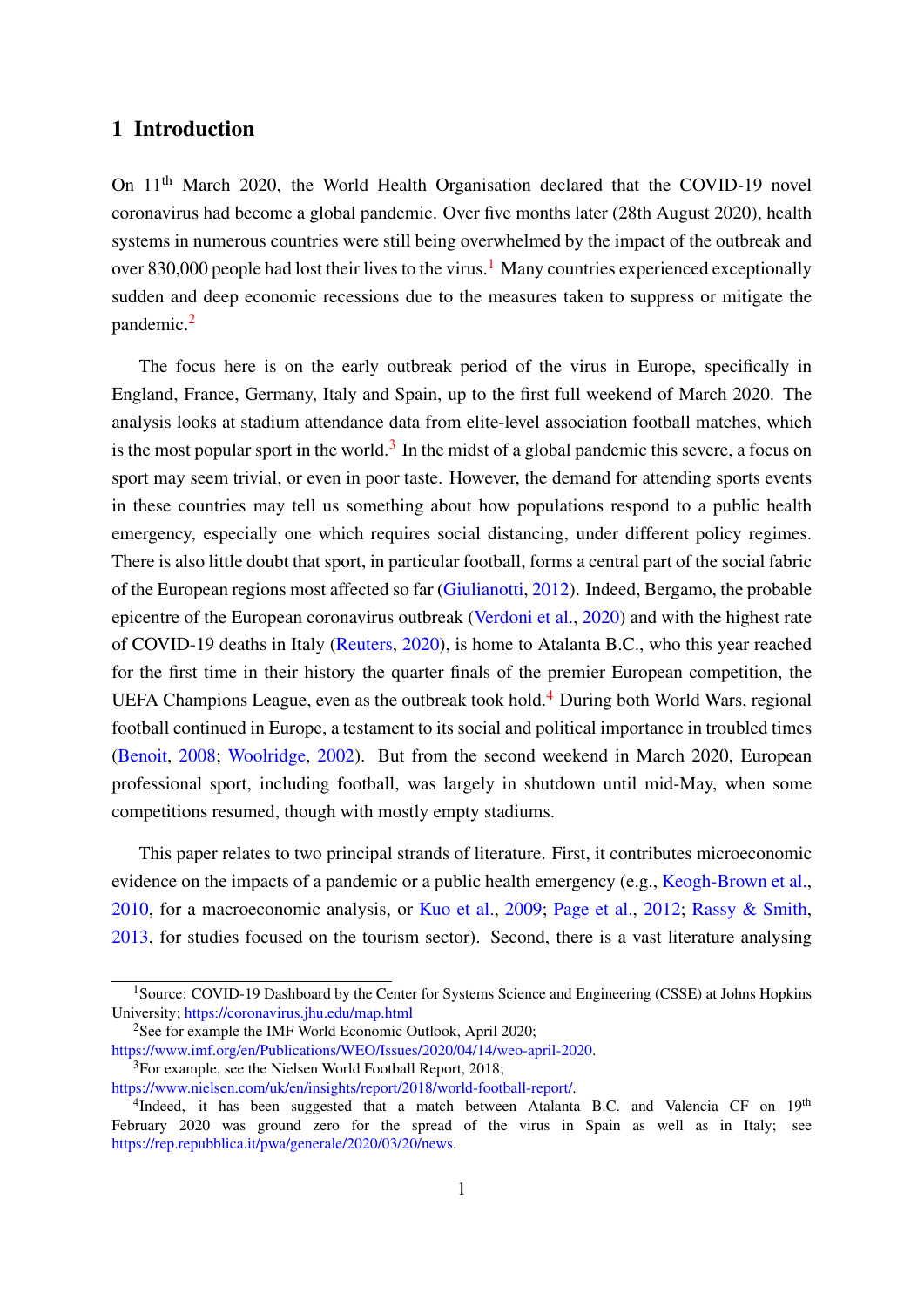## 1 Introduction

On 11th March 2020, the World Health Organisation declared that the COVID-19 novel coronavirus had become a global pandemic. Over five months later (28th August 2020), health systems in numerous countries were still being overwhelmed by the impact of the outbreak and over 830,000 people had lost their lives to the virus.[1] Many countries experienced exceptionally sudden and deep economic recessions due to the measures taken to suppress or mitigate the pandemic.[2]

The focus here is on the early outbreak period of the virus in Europe, specifically in England, France, Germany, Italy and Spain, up to the first full weekend of March 2020. The analysis looks at stadium attendance data from elite-level association football matches, which is the most popular sport in the world.[3] In the midst of a global pandemic this severe, a focus on sport may seem trivial, or even in poor taste. However, the demand for attending sports events in these countries may tell us something about how populations respond to a public health emergency, especially one which requires social distancing, under different policy regimes. There is also little doubt that sport, in particular football, forms a central part of the social fabric of the European regions most affected so far (Giulianotti, 2012). Indeed, Bergamo, the probable epicentre of the European coronavirus outbreak (Verdoni et al., 2020) and with the highest rate of COVID-19 deaths in Italy (Reuters, 2020), is home to Atalanta B.C., who this year reached for the first time in their history the quarter finals of the premier European competition, the UEFA Champions League, even as the outbreak took hold.[4] During both World Wars, regional football continued in Europe, a testament to its social and political importance in troubled times (Benoit, 2008; Woolridge, 2002). But from the second weekend in March 2020, European professional sport, including football, was largely in shutdown until mid-May, when some competitions resumed, though with mostly empty stadiums.

This paper relates to two principal strands of literature. First, it contributes microeconomic evidence on the impacts of a pandemic or a public health emergency (e.g., Keogh-Brown et al., 2010, for a macroeconomic analysis, or Kuo et al., 2009; Page et al., 2012; Rassy & Smith, 2013, for studies focused on the tourism sector). Second, there is a vast literature analysing

---

[1] Source: COVID-19 Dashboard by the Center for Systems Science and Engineering (CSSE) at Johns Hopkins University; https://coronavirus.jhu.edu/map.html

[2] See for example the IMF World Economic Outlook, April 2020; https://www.imf.org/en/Publications/WEO/Issues/2020/04/14/weo-april-2020.

[3] For example, see the Nielsen World Football Report, 2018; https://www.nielsen.com/uk/en/insights/report/2018/world-football-report/.

[4] Indeed, it has been suggested that a match between Atalanta B.C. and Valencia CF on 19th February 2020 was ground zero for the spread of the virus in Spain as well as in Italy; see https://rep.repubblica.it/pwa/generale/2020/03/20/news.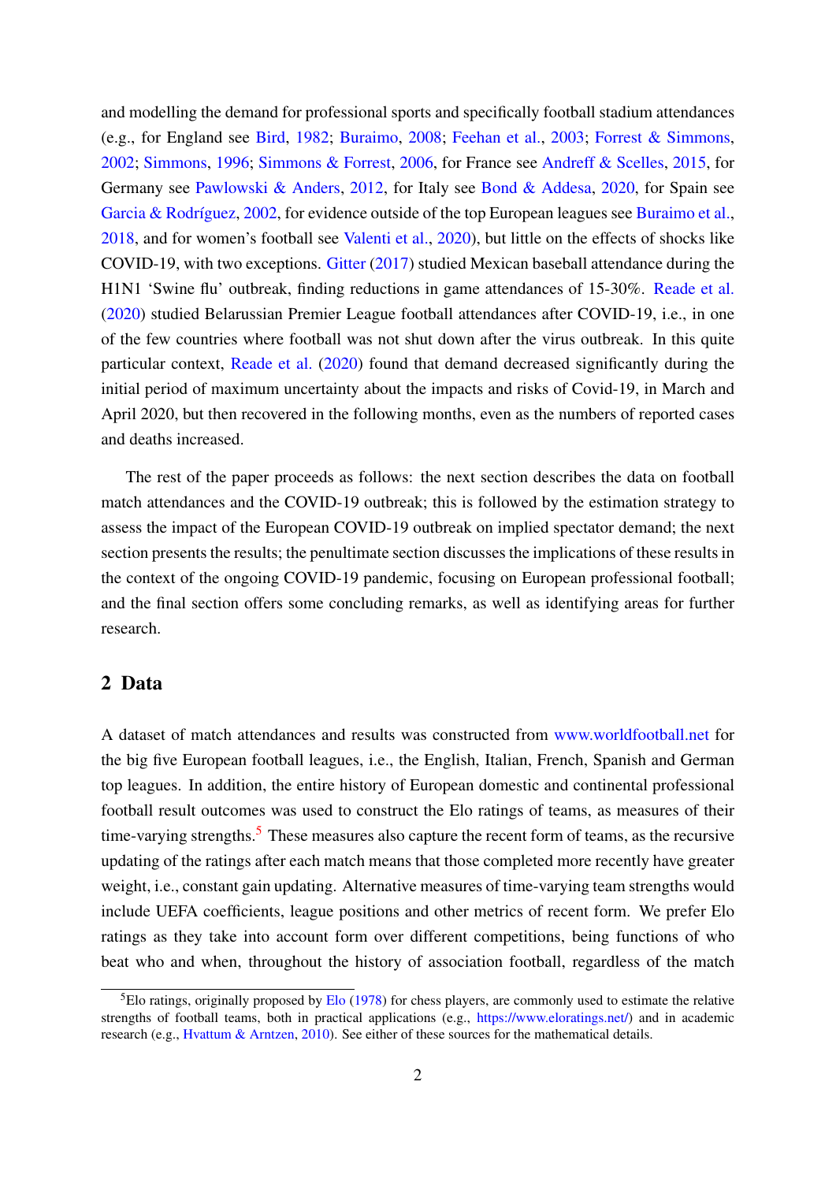and modelling the demand for professional sports and specifically football stadium attendances (e.g., for England see Bird, 1982; Buraimo, 2008; Feehan et al., 2003; Forrest & Simmons, 2002; Simmons, 1996; Simmons & Forrest, 2006, for France see Andreff & Scelles, 2015, for Germany see Pawlowski & Anders, 2012, for Italy see Bond & Addesa, 2020, for Spain see Garcia & Rodríguez, 2002, for evidence outside of the top European leagues see Buraimo et al., 2018, and for women's football see Valenti et al., 2020), but little on the effects of shocks like COVID-19, with two exceptions. Gitter (2017) studied Mexican baseball attendance during the H1N1 'Swine flu' outbreak, finding reductions in game attendances of 15-30%. Reade et al. (2020) studied Belarussian Premier League football attendances after COVID-19, i.e., in one of the few countries where football was not shut down after the virus outbreak. In this quite particular context, Reade et al. (2020) found that demand decreased significantly during the initial period of maximum uncertainty about the impacts and risks of Covid-19, in March and April 2020, but then recovered in the following months, even as the numbers of reported cases and deaths increased.

The rest of the paper proceeds as follows: the next section describes the data on football match attendances and the COVID-19 outbreak; this is followed by the estimation strategy to assess the impact of the European COVID-19 outbreak on implied spectator demand; the next section presents the results; the penultimate section discusses the implications of these results in the context of the ongoing COVID-19 pandemic, focusing on European professional football; and the final section offers some concluding remarks, as well as identifying areas for further research.

## 2 Data

A dataset of match attendances and results was constructed from www.worldfootball.net for the big five European football leagues, i.e., the English, Italian, French, Spanish and German top leagues. In addition, the entire history of European domestic and continental professional football result outcomes was used to construct the Elo ratings of teams, as measures of their time-varying strengths.[5] These measures also capture the recent form of teams, as the recursive updating of the ratings after each match means that those completed more recently have greater weight, i.e., constant gain updating. Alternative measures of time-varying team strengths would include UEFA coefficients, league positions and other metrics of recent form. We prefer Elo ratings as they take into account form over different competitions, being functions of who beat who and when, throughout the history of association football, regardless of the match

[5] Elo ratings, originally proposed by Elo (1978) for chess players, are commonly used to estimate the relative strengths of football teams, both in practical applications (e.g., https://www.eloratings.net/) and in academic research (e.g., Hvattum & Arntzen, 2010). See either of these sources for the mathematical details.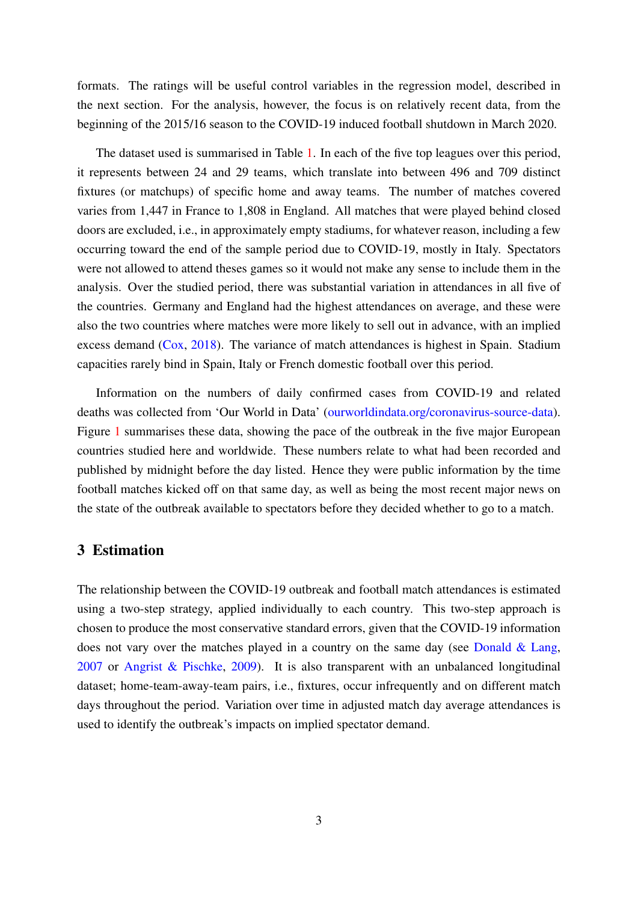formats. The ratings will be useful control variables in the regression model, described in the next section. For the analysis, however, the focus is on relatively recent data, from the beginning of the 2015/16 season to the COVID-19 induced football shutdown in March 2020.

The dataset used is summarised in Table 1. In each of the five top leagues over this period, it represents between 24 and 29 teams, which translate into between 496 and 709 distinct fixtures (or matchups) of specific home and away teams. The number of matches covered varies from 1,447 in France to 1,808 in England. All matches that were played behind closed doors are excluded, i.e., in approximately empty stadiums, for whatever reason, including a few occurring toward the end of the sample period due to COVID-19, mostly in Italy. Spectators were not allowed to attend theses games so it would not make any sense to include them in the analysis. Over the studied period, there was substantial variation in attendances in all five of the countries. Germany and England had the highest attendances on average, and these were also the two countries where matches were more likely to sell out in advance, with an implied excess demand (Cox, 2018). The variance of match attendances is highest in Spain. Stadium capacities rarely bind in Spain, Italy or French domestic football over this period.

Information on the numbers of daily confirmed cases from COVID-19 and related deaths was collected from 'Our World in Data' (ourworldindata.org/coronavirus-source-data). Figure 1 summarises these data, showing the pace of the outbreak in the five major European countries studied here and worldwide. These numbers relate to what had been recorded and published by midnight before the day listed. Hence they were public information by the time football matches kicked off on that same day, as well as being the most recent major news on the state of the outbreak available to spectators before they decided whether to go to a match.

## 3 Estimation

The relationship between the COVID-19 outbreak and football match attendances is estimated using a two-step strategy, applied individually to each country. This two-step approach is chosen to produce the most conservative standard errors, given that the COVID-19 information does not vary over the matches played in a country on the same day (see Donald & Lang, 2007 or Angrist & Pischke, 2009). It is also transparent with an unbalanced longitudinal dataset; home-team-away-team pairs, i.e., fixtures, occur infrequently and on different match days throughout the period. Variation over time in adjusted match day average attendances is used to identify the outbreak's impacts on implied spectator demand.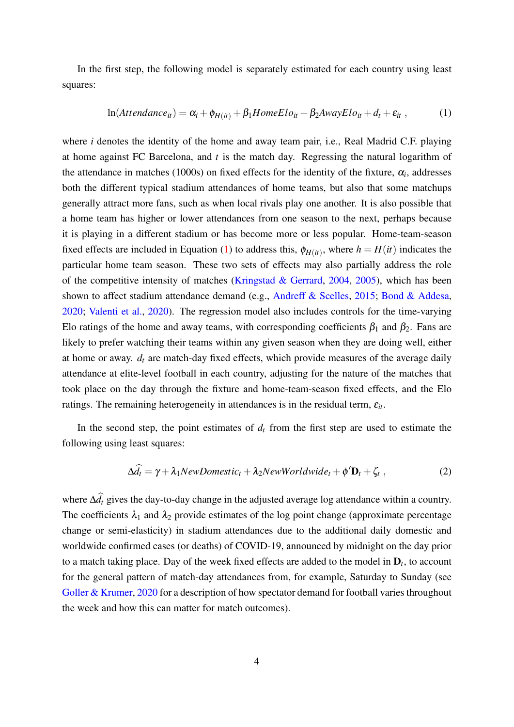In the first step, the following model is separately estimated for each country using least squares:

$$\ln(Attendance_{it}) = \alpha_i + \phi_{H(it)} + \beta_1 HomeElo_{it} + \beta_2 AwayElo_{it} + d_t + \varepsilon_{it} \ , \tag{1}$$

where $i$ denotes the identity of the home and away team pair, i.e., Real Madrid C.F. playing at home against FC Barcelona, and $t$ is the match day. Regressing the natural logarithm of the attendance in matches (1000s) on fixed effects for the identity of the fixture, $\alpha_i$, addresses both the different typical stadium attendances of home teams, but also that some matchups generally attract more fans, such as when local rivals play one another. It is also possible that a home team has higher or lower attendances from one season to the next, perhaps because it is playing in a different stadium or has become more or less popular. Home-team-season fixed effects are included in Equation (1) to address this, $\phi_{H(it)}$, where $h = H(it)$ indicates the particular home team season. These two sets of effects may also partially address the role of the competitive intensity of matches (Kringstad & Gerrard, 2004, 2005), which has been shown to affect stadium attendance demand (e.g., Andreff & Scelles, 2015; Bond & Addesa, 2020; Valenti et al., 2020). The regression model also includes controls for the time-varying Elo ratings of the home and away teams, with corresponding coefficients $\beta_1$ and $\beta_2$. Fans are likely to prefer watching their teams within any given season when they are doing well, either at home or away. $d_t$ are match-day fixed effects, which provide measures of the average daily attendance at elite-level football in each country, adjusting for the nature of the matches that took place on the day through the fixture and home-team-season fixed effects, and the Elo ratings. The remaining heterogeneity in attendances is in the residual term, $\varepsilon_{it}$.

In the second step, the point estimates of $d_t$ from the first step are used to estimate the following using least squares:

$$\Delta\widehat{d_t} = \gamma + \lambda_1 NewDomestic_t + \lambda_2 NewWorldwide_t + \phi' \mathbf{D}_t + \zeta_t \ , \tag{2}$$

where $\Delta\widehat{d_t}$ gives the day-to-day change in the adjusted average log attendance within a country. The coefficients $\lambda_1$ and $\lambda_2$ provide estimates of the log point change (approximate percentage change or semi-elasticity) in stadium attendances due to the additional daily domestic and worldwide confirmed cases (or deaths) of COVID-19, announced by midnight on the day prior to a match taking place. Day of the week fixed effects are added to the model in $\mathbf{D}_t$, to account for the general pattern of match-day attendances from, for example, Saturday to Sunday (see Goller & Krumer, 2020 for a description of how spectator demand for football varies throughout the week and how this can matter for match outcomes).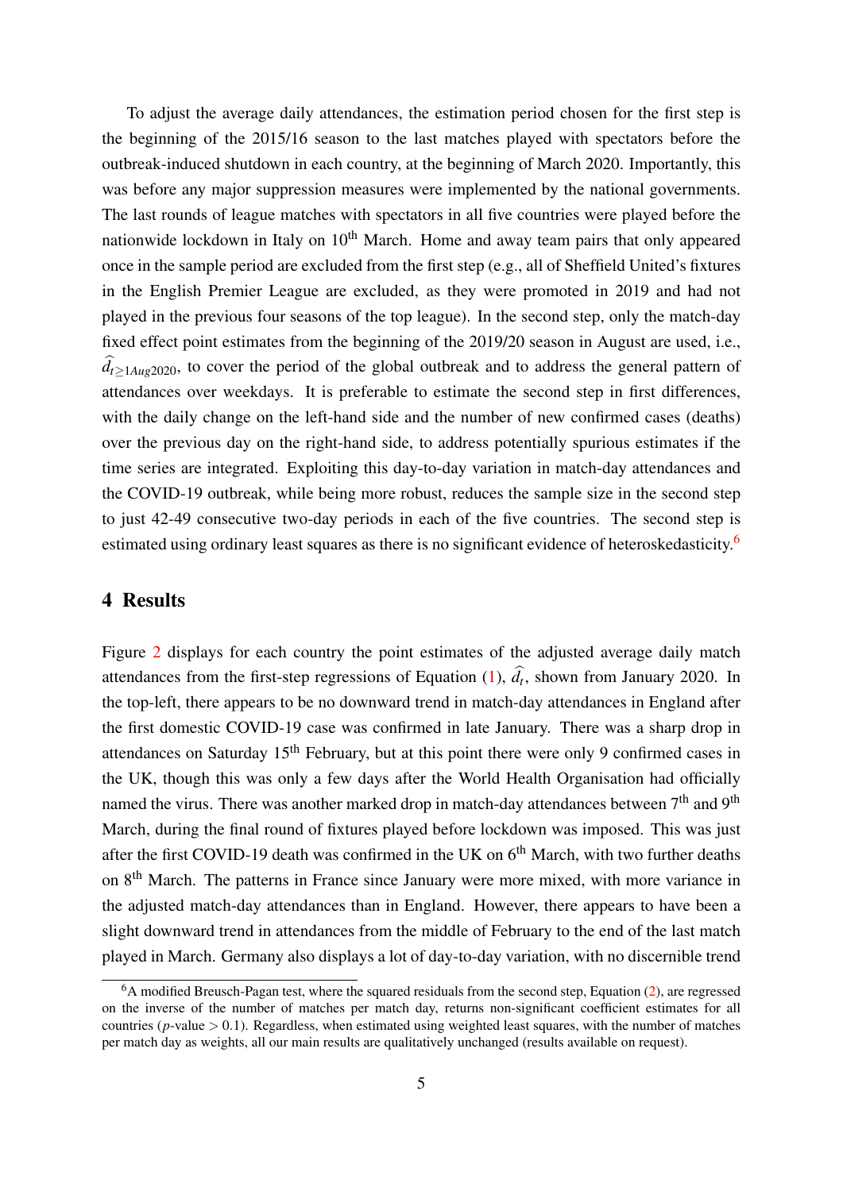To adjust the average daily attendances, the estimation period chosen for the first step is the beginning of the 2015/16 season to the last matches played with spectators before the outbreak-induced shutdown in each country, at the beginning of March 2020. Importantly, this was before any major suppression measures were implemented by the national governments. The last rounds of league matches with spectators in all five countries were played before the nationwide lockdown in Italy on 10th March. Home and away team pairs that only appeared once in the sample period are excluded from the first step (e.g., all of Sheffield United's fixtures in the English Premier League are excluded, as they were promoted in 2019 and had not played in the previous four seasons of the top league). In the second step, only the match-day fixed effect point estimates from the beginning of the 2019/20 season in August are used, i.e., $\widehat{d}_{t \geq 1Aug2020}$, to cover the period of the global outbreak and to address the general pattern of attendances over weekdays. It is preferable to estimate the second step in first differences, with the daily change on the left-hand side and the number of new confirmed cases (deaths) over the previous day on the right-hand side, to address potentially spurious estimates if the time series are integrated. Exploiting this day-to-day variation in match-day attendances and the COVID-19 outbreak, while being more robust, reduces the sample size in the second step to just 42-49 consecutive two-day periods in each of the five countries. The second step is estimated using ordinary least squares as there is no significant evidence of heteroskedasticity.[6]

# 4 Results

Figure 2 displays for each country the point estimates of the adjusted average daily match attendances from the first-step regressions of Equation (1), $\widehat{d}_t$, shown from January 2020. In the top-left, there appears to be no downward trend in match-day attendances in England after the first domestic COVID-19 case was confirmed in late January. There was a sharp drop in attendances on Saturday 15th February, but at this point there were only 9 confirmed cases in the UK, though this was only a few days after the World Health Organisation had officially named the virus. There was another marked drop in match-day attendances between 7th and 9th March, during the final round of fixtures played before lockdown was imposed. This was just after the first COVID-19 death was confirmed in the UK on 6th March, with two further deaths on 8th March. The patterns in France since January were more mixed, with more variance in the adjusted match-day attendances than in England. However, there appears to have been a slight downward trend in attendances from the middle of February to the end of the last match played in March. Germany also displays a lot of day-to-day variation, with no discernible trend

[6] A modified Breusch-Pagan test, where the squared residuals from the second step, Equation (2), are regressed on the inverse of the number of matches per match day, returns non-significant coefficient estimates for all countries ($p$-value $> 0.1$). Regardless, when estimated using weighted least squares, with the number of matches per match day as weights, all our main results are qualitatively unchanged (results available on request).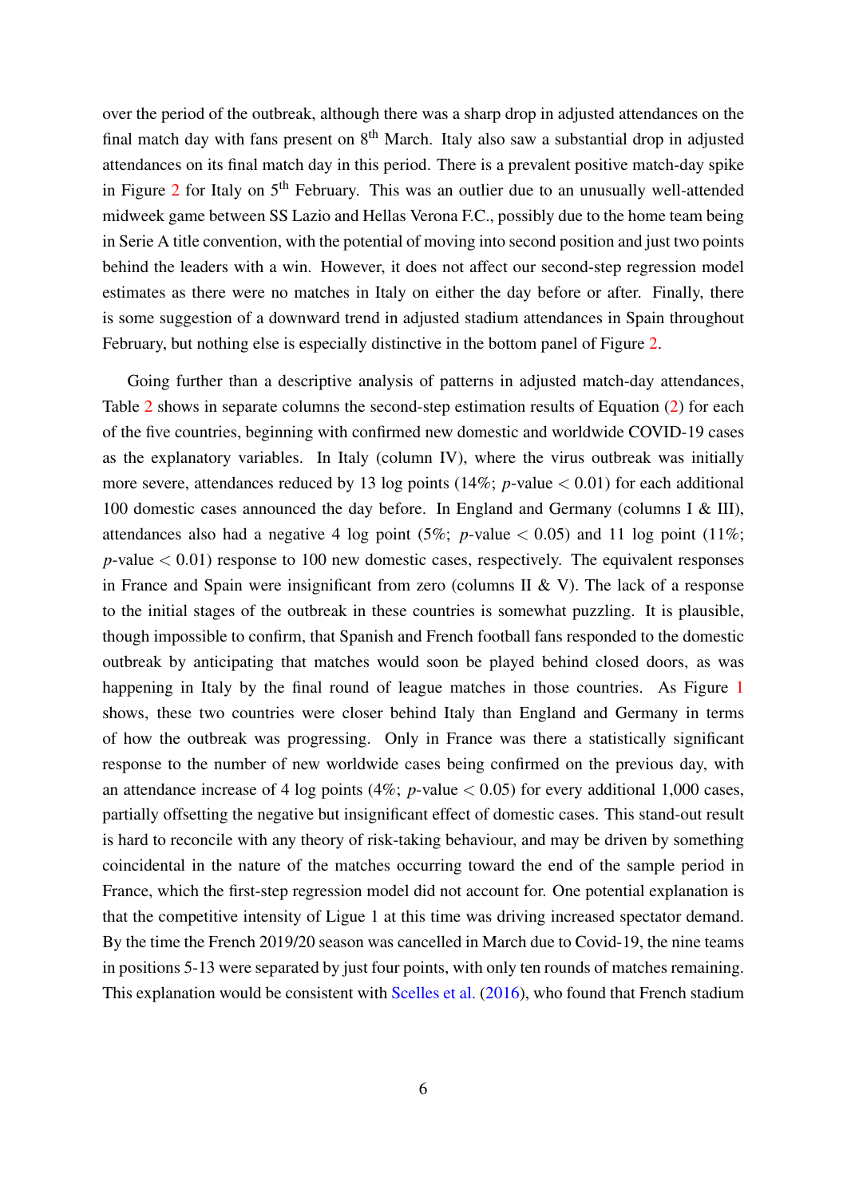over the period of the outbreak, although there was a sharp drop in adjusted attendances on the final match day with fans present on 8$^{th}$ March. Italy also saw a substantial drop in adjusted attendances on its final match day in this period. There is a prevalent positive match-day spike in Figure 2 for Italy on 5$^{th}$ February. This was an outlier due to an unusually well-attended midweek game between SS Lazio and Hellas Verona F.C., possibly due to the home team being in Serie A title convention, with the potential of moving into second position and just two points behind the leaders with a win. However, it does not affect our second-step regression model estimates as there were no matches in Italy on either the day before or after. Finally, there is some suggestion of a downward trend in adjusted stadium attendances in Spain throughout February, but nothing else is especially distinctive in the bottom panel of Figure 2.

Going further than a descriptive analysis of patterns in adjusted match-day attendances, Table 2 shows in separate columns the second-step estimation results of Equation (2) for each of the five countries, beginning with confirmed new domestic and worldwide COVID-19 cases as the explanatory variables. In Italy (column IV), where the virus outbreak was initially more severe, attendances reduced by 13 log points (14%; $p$-value $< 0.01$) for each additional 100 domestic cases announced the day before. In England and Germany (columns I & III), attendances also had a negative 4 log point (5%; $p$-value $< 0.05$) and 11 log point (11%; $p$-value $< 0.01$) response to 100 new domestic cases, respectively. The equivalent responses in France and Spain were insignificant from zero (columns II & V). The lack of a response to the initial stages of the outbreak in these countries is somewhat puzzling. It is plausible, though impossible to confirm, that Spanish and French football fans responded to the domestic outbreak by anticipating that matches would soon be played behind closed doors, as was happening in Italy by the final round of league matches in those countries. As Figure 1 shows, these two countries were closer behind Italy than England and Germany in terms of how the outbreak was progressing. Only in France was there a statistically significant response to the number of new worldwide cases being confirmed on the previous day, with an attendance increase of 4 log points (4%; $p$-value $< 0.05$) for every additional 1,000 cases, partially offsetting the negative but insignificant effect of domestic cases. This stand-out result is hard to reconcile with any theory of risk-taking behaviour, and may be driven by something coincidental in the nature of the matches occurring toward the end of the sample period in France, which the first-step regression model did not account for. One potential explanation is that the competitive intensity of Ligue 1 at this time was driving increased spectator demand. By the time the French 2019/20 season was cancelled in March due to Covid-19, the nine teams in positions 5-13 were separated by just four points, with only ten rounds of matches remaining. This explanation would be consistent with Scelles et al. (2016), who found that French stadium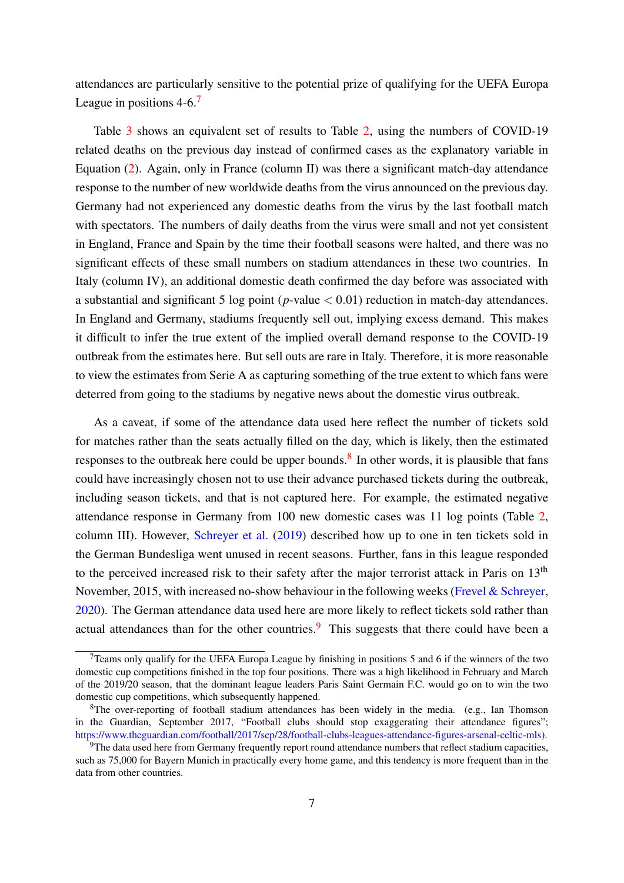attendances are particularly sensitive to the potential prize of qualifying for the UEFA Europa League in positions 4-6.[7]

Table 3 shows an equivalent set of results to Table 2, using the numbers of COVID-19 related deaths on the previous day instead of confirmed cases as the explanatory variable in Equation (2). Again, only in France (column II) was there a significant match-day attendance response to the number of new worldwide deaths from the virus announced on the previous day. Germany had not experienced any domestic deaths from the virus by the last football match with spectators. The numbers of daily deaths from the virus were small and not yet consistent in England, France and Spain by the time their football seasons were halted, and there was no significant effects of these small numbers on stadium attendances in these two countries. In Italy (column IV), an additional domestic death confirmed the day before was associated with a substantial and significant 5 log point ($p$-value $< 0.01$) reduction in match-day attendances. In England and Germany, stadiums frequently sell out, implying excess demand. This makes it difficult to infer the true extent of the implied overall demand response to the COVID-19 outbreak from the estimates here. But sell outs are rare in Italy. Therefore, it is more reasonable to view the estimates from Serie A as capturing something of the true extent to which fans were deterred from going to the stadiums by negative news about the domestic virus outbreak.

As a caveat, if some of the attendance data used here reflect the number of tickets sold for matches rather than the seats actually filled on the day, which is likely, then the estimated responses to the outbreak here could be upper bounds.[8] In other words, it is plausible that fans could have increasingly chosen not to use their advance purchased tickets during the outbreak, including season tickets, and that is not captured here. For example, the estimated negative attendance response in Germany from 100 new domestic cases was 11 log points (Table 2, column III). However, Schreyer et al. (2019) described how up to one in ten tickets sold in the German Bundesliga went unused in recent seasons. Further, fans in this league responded to the perceived increased risk to their safety after the major terrorist attack in Paris on 13th November, 2015, with increased no-show behaviour in the following weeks (Frevel & Schreyer, 2020). The German attendance data used here are more likely to reflect tickets sold rather than actual attendances than for the other countries.[9] This suggests that there could have been a

[7] Teams only qualify for the UEFA Europa League by finishing in positions 5 and 6 if the winners of the two domestic cup competitions finished in the top four positions. There was a high likelihood in February and March of the 2019/20 season, that the dominant league leaders Paris Saint Germain F.C. would go on to win the two domestic cup competitions, which subsequently happened.

[8] The over-reporting of football stadium attendances has been widely in the media. (e.g., Ian Thomson in the Guardian, September 2017, "Football clubs should stop exaggerating their attendance figures"; https://www.theguardian.com/football/2017/sep/28/football-clubs-leagues-attendance-figures-arsenal-celtic-mls).

[9] The data used here from Germany frequently report round attendance numbers that reflect stadium capacities, such as 75,000 for Bayern Munich in practically every home game, and this tendency is more frequent than in the data from other countries.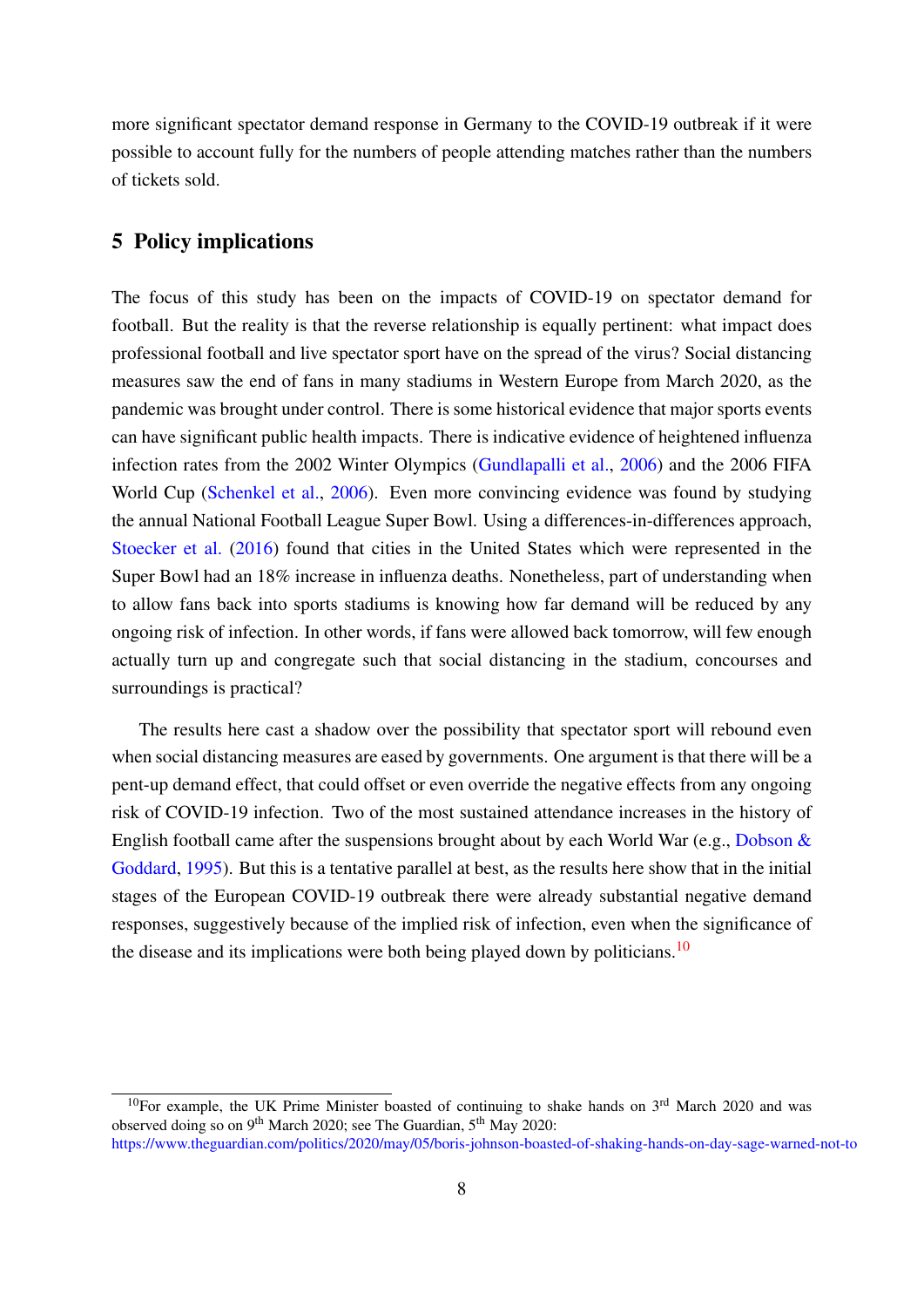more significant spectator demand response in Germany to the COVID-19 outbreak if it were possible to account fully for the numbers of people attending matches rather than the numbers of tickets sold.

## 5 Policy implications

The focus of this study has been on the impacts of COVID-19 on spectator demand for football. But the reality is that the reverse relationship is equally pertinent: what impact does professional football and live spectator sport have on the spread of the virus? Social distancing measures saw the end of fans in many stadiums in Western Europe from March 2020, as the pandemic was brought under control. There is some historical evidence that major sports events can have significant public health impacts. There is indicative evidence of heightened influenza infection rates from the 2002 Winter Olympics (Gundlapalli et al., 2006) and the 2006 FIFA World Cup (Schenkel et al., 2006). Even more convincing evidence was found by studying the annual National Football League Super Bowl. Using a differences-in-differences approach, Stoecker et al. (2016) found that cities in the United States which were represented in the Super Bowl had an 18% increase in influenza deaths. Nonetheless, part of understanding when to allow fans back into sports stadiums is knowing how far demand will be reduced by any ongoing risk of infection. In other words, if fans were allowed back tomorrow, will few enough actually turn up and congregate such that social distancing in the stadium, concourses and surroundings is practical?

The results here cast a shadow over the possibility that spectator sport will rebound even when social distancing measures are eased by governments. One argument is that there will be a pent-up demand effect, that could offset or even override the negative effects from any ongoing risk of COVID-19 infection. Two of the most sustained attendance increases in the history of English football came after the suspensions brought about by each World War (e.g., Dobson & Goddard, 1995). But this is a tentative parallel at best, as the results here show that in the initial stages of the European COVID-19 outbreak there were already substantial negative demand responses, suggestively because of the implied risk of infection, even when the significance of the disease and its implications were both being played down by politicians.[10]

[10] For example, the UK Prime Minister boasted of continuing to shake hands on 3rd March 2020 and was observed doing so on 9th March 2020; see The Guardian, 5th May 2020: https://www.theguardian.com/politics/2020/may/05/boris-johnson-boasted-of-shaking-hands-on-day-sage-warned-not-to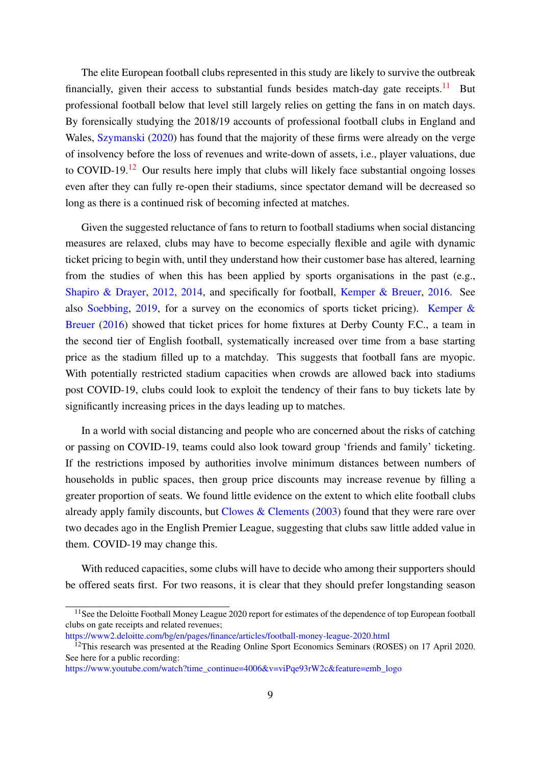The elite European football clubs represented in this study are likely to survive the outbreak financially, given their access to substantial funds besides match-day gate receipts.[11] But professional football below that level still largely relies on getting the fans in on match days. By forensically studying the 2018/19 accounts of professional football clubs in England and Wales, Szymanski (2020) has found that the majority of these firms were already on the verge of insolvency before the loss of revenues and write-down of assets, i.e., player valuations, due to COVID-19.[12] Our results here imply that clubs will likely face substantial ongoing losses even after they can fully re-open their stadiums, since spectator demand will be decreased so long as there is a continued risk of becoming infected at matches.

Given the suggested reluctance of fans to return to football stadiums when social distancing measures are relaxed, clubs may have to become especially flexible and agile with dynamic ticket pricing to begin with, until they understand how their customer base has altered, learning from the studies of when this has been applied by sports organisations in the past (e.g., Shapiro & Drayer, 2012, 2014, and specifically for football, Kemper & Breuer, 2016. See also Soebbing, 2019, for a survey on the economics of sports ticket pricing). Kemper & Breuer (2016) showed that ticket prices for home fixtures at Derby County F.C., a team in the second tier of English football, systematically increased over time from a base starting price as the stadium filled up to a matchday. This suggests that football fans are myopic. With potentially restricted stadium capacities when crowds are allowed back into stadiums post COVID-19, clubs could look to exploit the tendency of their fans to buy tickets late by significantly increasing prices in the days leading up to matches.

In a world with social distancing and people who are concerned about the risks of catching or passing on COVID-19, teams could also look toward group 'friends and family' ticketing. If the restrictions imposed by authorities involve minimum distances between numbers of households in public spaces, then group price discounts may increase revenue by filling a greater proportion of seats. We found little evidence on the extent to which elite football clubs already apply family discounts, but Clowes & Clements (2003) found that they were rare over two decades ago in the English Premier League, suggesting that clubs saw little added value in them. COVID-19 may change this.

With reduced capacities, some clubs will have to decide who among their supporters should be offered seats first. For two reasons, it is clear that they should prefer longstanding season

---

[11] See the Deloitte Football Money League 2020 report for estimates of the dependence of top European football clubs on gate receipts and related revenues;
https://www2.deloitte.com/bg/en/pages/finance/articles/football-money-league-2020.html

[12] This research was presented at the Reading Online Sport Economics Seminars (ROSES) on 17 April 2020. See here for a public recording:
https://www.youtube.com/watch?time_continue=4006&v=viPqe93rW2c&feature=emb_logo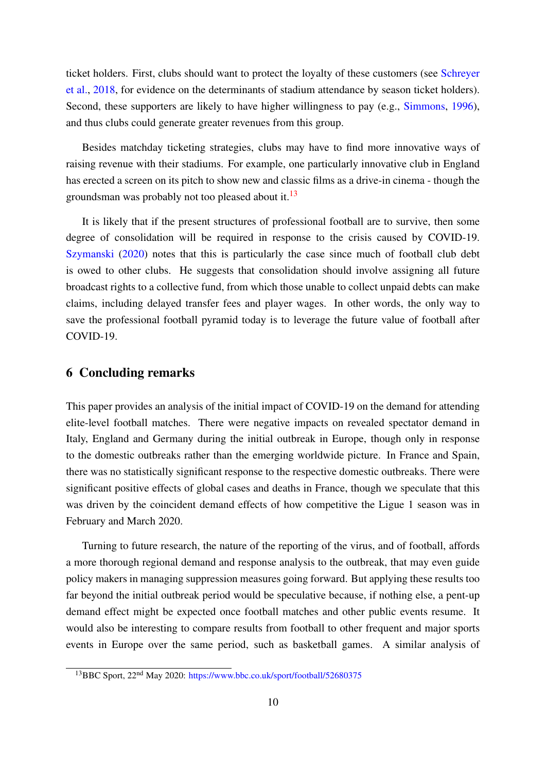ticket holders. First, clubs should want to protect the loyalty of these customers (see Schreyer et al., 2018, for evidence on the determinants of stadium attendance by season ticket holders). Second, these supporters are likely to have higher willingness to pay (e.g., Simmons, 1996), and thus clubs could generate greater revenues from this group.

Besides matchday ticketing strategies, clubs may have to find more innovative ways of raising revenue with their stadiums. For example, one particularly innovative club in England has erected a screen on its pitch to show new and classic films as a drive-in cinema - though the groundsman was probably not too pleased about it.[13]

It is likely that if the present structures of professional football are to survive, then some degree of consolidation will be required in response to the crisis caused by COVID-19. Szymanski (2020) notes that this is particularly the case since much of football club debt is owed to other clubs. He suggests that consolidation should involve assigning all future broadcast rights to a collective fund, from which those unable to collect unpaid debts can make claims, including delayed transfer fees and player wages. In other words, the only way to save the professional football pyramid today is to leverage the future value of football after COVID-19.

## 6 Concluding remarks

This paper provides an analysis of the initial impact of COVID-19 on the demand for attending elite-level football matches. There were negative impacts on revealed spectator demand in Italy, England and Germany during the initial outbreak in Europe, though only in response to the domestic outbreaks rather than the emerging worldwide picture. In France and Spain, there was no statistically significant response to the respective domestic outbreaks. There were significant positive effects of global cases and deaths in France, though we speculate that this was driven by the coincident demand effects of how competitive the Ligue 1 season was in February and March 2020.

Turning to future research, the nature of the reporting of the virus, and of football, affords a more thorough regional demand and response analysis to the outbreak, that may even guide policy makers in managing suppression measures going forward. But applying these results too far beyond the initial outbreak period would be speculative because, if nothing else, a pent-up demand effect might be expected once football matches and other public events resume. It would also be interesting to compare results from football to other frequent and major sports events in Europe over the same period, such as basketball games. A similar analysis of

[13] BBC Sport, 22nd May 2020: https://www.bbc.co.uk/sport/football/52680375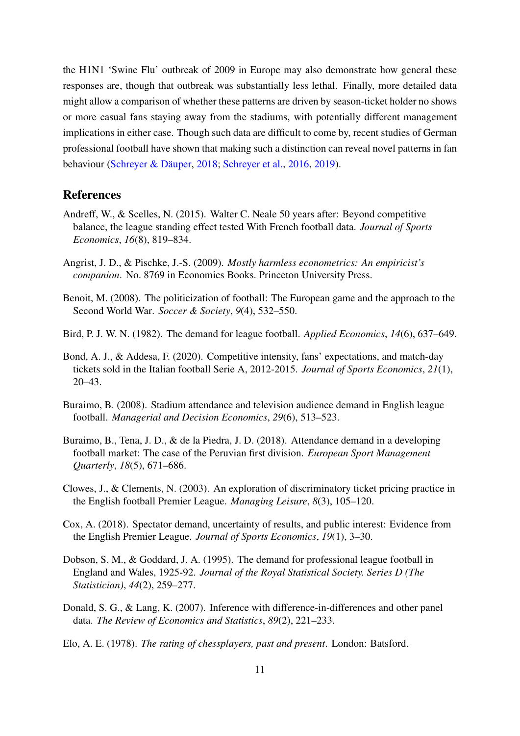the H1N1 'Swine Flu' outbreak of 2009 in Europe may also demonstrate how general these responses are, though that outbreak was substantially less lethal. Finally, more detailed data might allow a comparison of whether these patterns are driven by season-ticket holder no shows or more casual fans staying away from the stadiums, with potentially different management implications in either case. Though such data are difficult to come by, recent studies of German professional football have shown that making such a distinction can reveal novel patterns in fan behaviour (Schreyer & Däuper, 2018; Schreyer et al., 2016, 2019).

## References

Andreff, W., & Scelles, N. (2015). Walter C. Neale 50 years after: Beyond competitive balance, the league standing effect tested With French football data. *Journal of Sports Economics*, *16*(8), 819–834.

Angrist, J. D., & Pischke, J.-S. (2009). *Mostly harmless econometrics: An empiricist's companion*. No. 8769 in Economics Books. Princeton University Press.

Benoit, M. (2008). The politicization of football: The European game and the approach to the Second World War. *Soccer & Society*, *9*(4), 532–550.

Bird, P. J. W. N. (1982). The demand for league football. *Applied Economics*, *14*(6), 637–649.

Bond, A. J., & Addesa, F. (2020). Competitive intensity, fans' expectations, and match-day tickets sold in the Italian football Serie A, 2012-2015. *Journal of Sports Economics*, *21*(1), 20–43.

Buraimo, B. (2008). Stadium attendance and television audience demand in English league football. *Managerial and Decision Economics*, *29*(6), 513–523.

Buraimo, B., Tena, J. D., & de la Piedra, J. D. (2018). Attendance demand in a developing football market: The case of the Peruvian first division. *European Sport Management Quarterly*, *18*(5), 671–686.

Clowes, J., & Clements, N. (2003). An exploration of discriminatory ticket pricing practice in the English football Premier League. *Managing Leisure*, *8*(3), 105–120.

Cox, A. (2018). Spectator demand, uncertainty of results, and public interest: Evidence from the English Premier League. *Journal of Sports Economics*, *19*(1), 3–30.

Dobson, S. M., & Goddard, J. A. (1995). The demand for professional league football in England and Wales, 1925-92. *Journal of the Royal Statistical Society. Series D (The Statistician)*, *44*(2), 259–277.

Donald, S. G., & Lang, K. (2007). Inference with difference-in-differences and other panel data. *The Review of Economics and Statistics*, *89*(2), 221–233.

Elo, A. E. (1978). *The rating of chessplayers, past and present*. London: Batsford.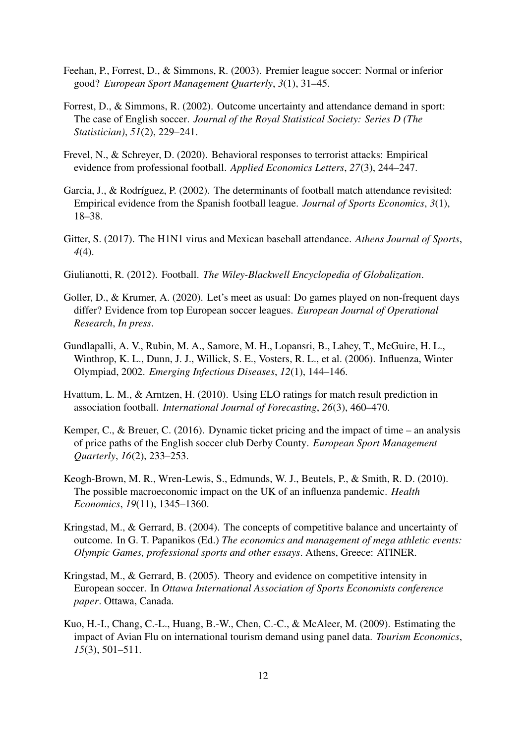Feehan, P., Forrest, D., & Simmons, R. (2003). Premier league soccer: Normal or inferior good? *European Sport Management Quarterly*, *3*(1), 31–45.

Forrest, D., & Simmons, R. (2002). Outcome uncertainty and attendance demand in sport: The case of English soccer. *Journal of the Royal Statistical Society: Series D (The Statistician)*, *51*(2), 229–241.

Frevel, N., & Schreyer, D. (2020). Behavioral responses to terrorist attacks: Empirical evidence from professional football. *Applied Economics Letters*, *27*(3), 244–247.

Garcia, J., & Rodríguez, P. (2002). The determinants of football match attendance revisited: Empirical evidence from the Spanish football league. *Journal of Sports Economics*, *3*(1), 18–38.

Gitter, S. (2017). The H1N1 virus and Mexican baseball attendance. *Athens Journal of Sports*, *4*(4).

Giulianotti, R. (2012). Football. *The Wiley-Blackwell Encyclopedia of Globalization*.

Goller, D., & Krumer, A. (2020). Let's meet as usual: Do games played on non-frequent days differ? Evidence from top European soccer leagues. *European Journal of Operational Research*, *In press*.

Gundlapalli, A. V., Rubin, M. A., Samore, M. H., Lopansri, B., Lahey, T., McGuire, H. L., Winthrop, K. L., Dunn, J. J., Willick, S. E., Vosters, R. L., et al. (2006). Influenza, Winter Olympiad, 2002. *Emerging Infectious Diseases*, *12*(1), 144–146.

Hvattum, L. M., & Arntzen, H. (2010). Using ELO ratings for match result prediction in association football. *International Journal of Forecasting*, *26*(3), 460–470.

Kemper, C., & Breuer, C. (2016). Dynamic ticket pricing and the impact of time – an analysis of price paths of the English soccer club Derby County. *European Sport Management Quarterly*, *16*(2), 233–253.

Keogh-Brown, M. R., Wren-Lewis, S., Edmunds, W. J., Beutels, P., & Smith, R. D. (2010). The possible macroeconomic impact on the UK of an influenza pandemic. *Health Economics*, *19*(11), 1345–1360.

Kringstad, M., & Gerrard, B. (2004). The concepts of competitive balance and uncertainty of outcome. In G. T. Papanikos (Ed.) *The economics and management of mega athletic events: Olympic Games, professional sports and other essays*. Athens, Greece: ATINER.

Kringstad, M., & Gerrard, B. (2005). Theory and evidence on competitive intensity in European soccer. In *Ottawa International Association of Sports Economists conference paper*. Ottawa, Canada.

Kuo, H.-I., Chang, C.-L., Huang, B.-W., Chen, C.-C., & McAleer, M. (2009). Estimating the impact of Avian Flu on international tourism demand using panel data. *Tourism Economics*, *15*(3), 501–511.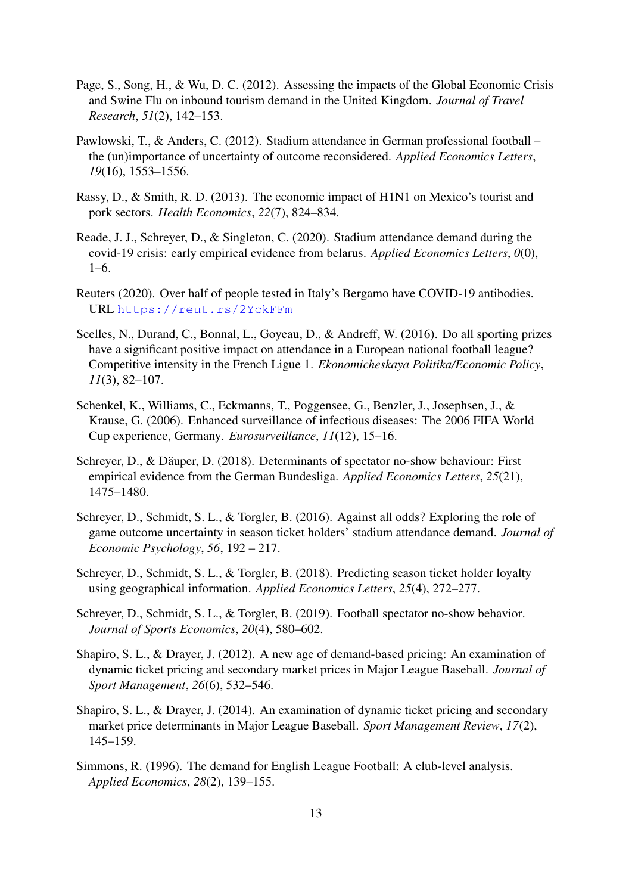Page, S., Song, H., & Wu, D. C. (2012). Assessing the impacts of the Global Economic Crisis and Swine Flu on inbound tourism demand in the United Kingdom. *Journal of Travel Research*, *51*(2), 142–153.

Pawlowski, T., & Anders, C. (2012). Stadium attendance in German professional football – the (un)importance of uncertainty of outcome reconsidered. *Applied Economics Letters*, *19*(16), 1553–1556.

Rassy, D., & Smith, R. D. (2013). The economic impact of H1N1 on Mexico's tourist and pork sectors. *Health Economics*, *22*(7), 824–834.

Reade, J. J., Schreyer, D., & Singleton, C. (2020). Stadium attendance demand during the covid-19 crisis: early empirical evidence from belarus. *Applied Economics Letters*, *0*(0), 1–6.

Reuters (2020). Over half of people tested in Italy's Bergamo have COVID-19 antibodies. URL https://reut.rs/2YckFFm

Scelles, N., Durand, C., Bonnal, L., Goyeau, D., & Andreff, W. (2016). Do all sporting prizes have a significant positive impact on attendance in a European national football league? Competitive intensity in the French Ligue 1. *Ekonomicheskaya Politika/Economic Policy*, *11*(3), 82–107.

Schenkel, K., Williams, C., Eckmanns, T., Poggensee, G., Benzler, J., Josephsen, J., & Krause, G. (2006). Enhanced surveillance of infectious diseases: The 2006 FIFA World Cup experience, Germany. *Eurosurveillance*, *11*(12), 15–16.

Schreyer, D., & Däuper, D. (2018). Determinants of spectator no-show behaviour: First empirical evidence from the German Bundesliga. *Applied Economics Letters*, *25*(21), 1475–1480.

Schreyer, D., Schmidt, S. L., & Torgler, B. (2016). Against all odds? Exploring the role of game outcome uncertainty in season ticket holders' stadium attendance demand. *Journal of Economic Psychology*, *56*, 192 – 217.

Schreyer, D., Schmidt, S. L., & Torgler, B. (2018). Predicting season ticket holder loyalty using geographical information. *Applied Economics Letters*, *25*(4), 272–277.

Schreyer, D., Schmidt, S. L., & Torgler, B. (2019). Football spectator no-show behavior. *Journal of Sports Economics*, *20*(4), 580–602.

Shapiro, S. L., & Drayer, J. (2012). A new age of demand-based pricing: An examination of dynamic ticket pricing and secondary market prices in Major League Baseball. *Journal of Sport Management*, *26*(6), 532–546.

Shapiro, S. L., & Drayer, J. (2014). An examination of dynamic ticket pricing and secondary market price determinants in Major League Baseball. *Sport Management Review*, *17*(2), 145–159.

Simmons, R. (1996). The demand for English League Football: A club-level analysis. *Applied Economics*, *28*(2), 139–155.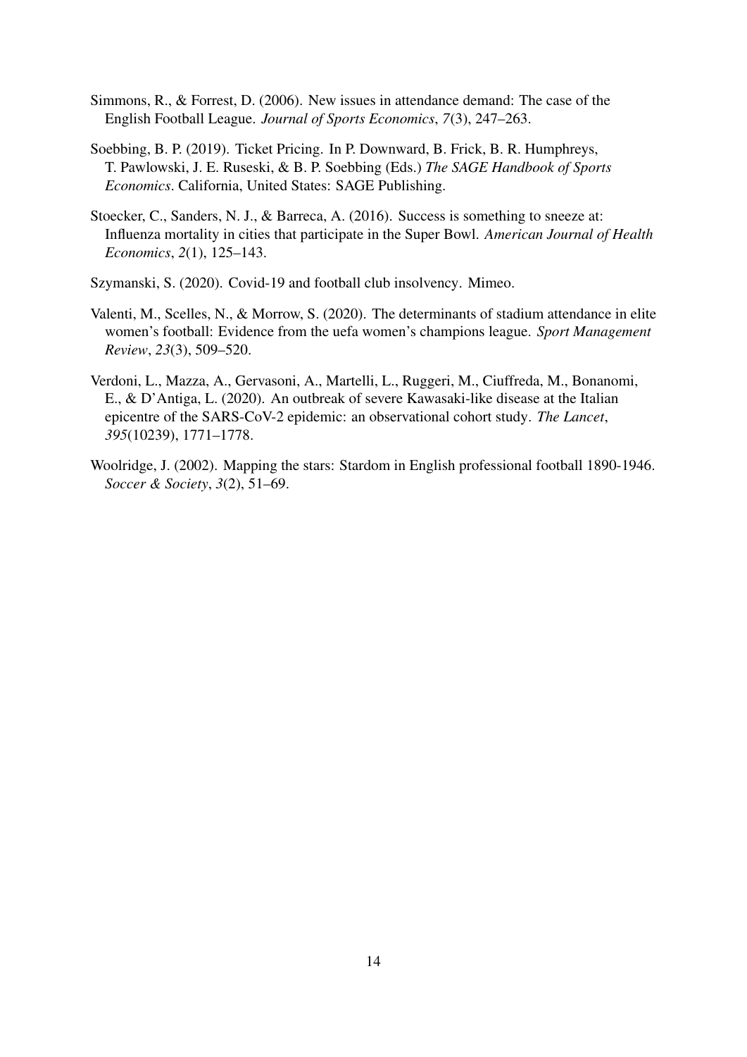Simmons, R., & Forrest, D. (2006). New issues in attendance demand: The case of the English Football League. *Journal of Sports Economics*, *7*(3), 247–263.

Soebbing, B. P. (2019). Ticket Pricing. In P. Downward, B. Frick, B. R. Humphreys, T. Pawlowski, J. E. Ruseski, & B. P. Soebbing (Eds.) *The SAGE Handbook of Sports Economics*. California, United States: SAGE Publishing.

Stoecker, C., Sanders, N. J., & Barreca, A. (2016). Success is something to sneeze at: Influenza mortality in cities that participate in the Super Bowl. *American Journal of Health Economics*, *2*(1), 125–143.

Szymanski, S. (2020). Covid-19 and football club insolvency. Mimeo.

Valenti, M., Scelles, N., & Morrow, S. (2020). The determinants of stadium attendance in elite women's football: Evidence from the uefa women's champions league. *Sport Management Review*, *23*(3), 509–520.

Verdoni, L., Mazza, A., Gervasoni, A., Martelli, L., Ruggeri, M., Ciuffreda, M., Bonanomi, E., & D'Antiga, L. (2020). An outbreak of severe Kawasaki-like disease at the Italian epicentre of the SARS-CoV-2 epidemic: an observational cohort study. *The Lancet*, *395*(10239), 1771–1778.

Woolridge, J. (2002). Mapping the stars: Stardom in English professional football 1890-1946. *Soccer & Society*, *3*(2), 51–69.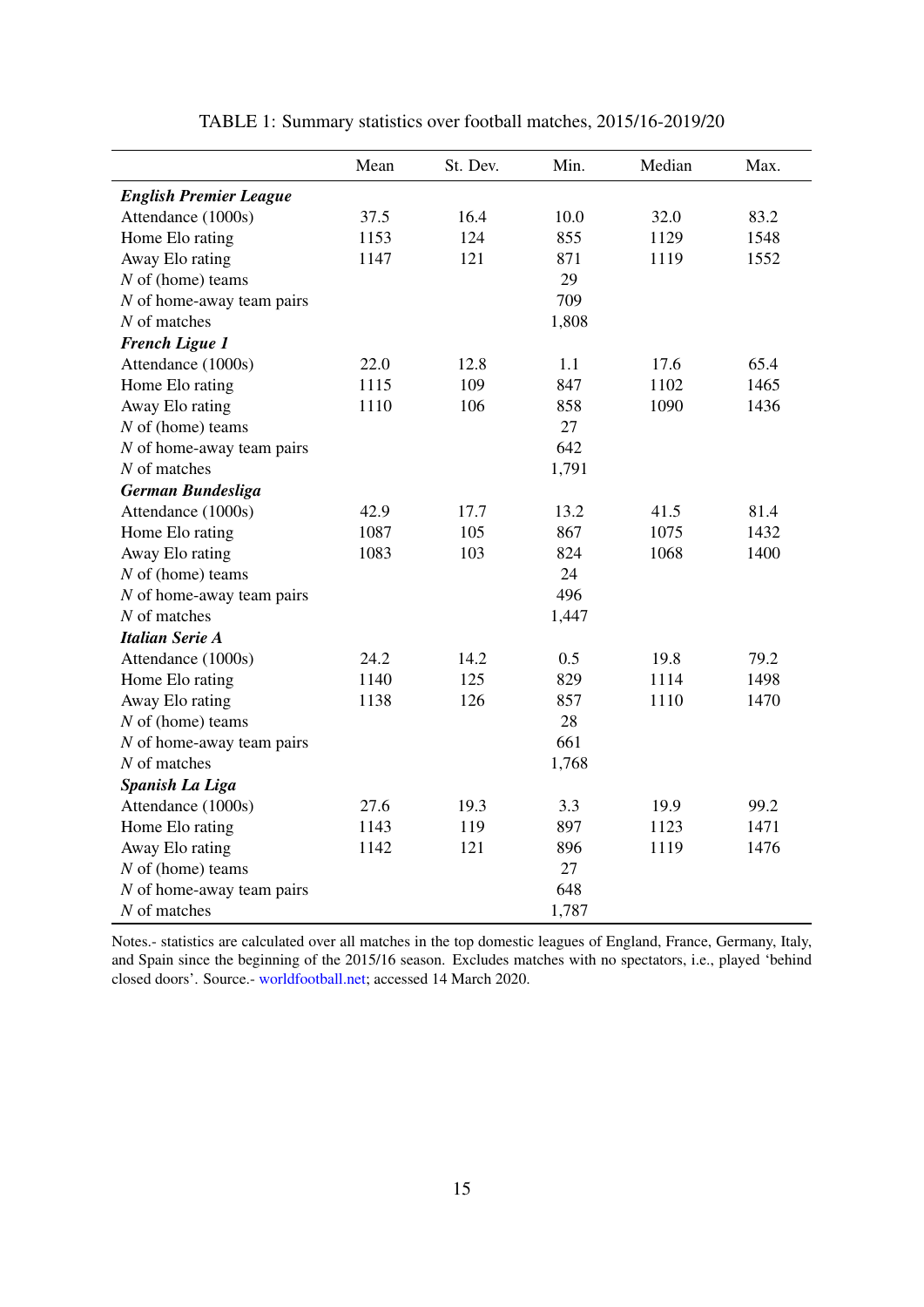TABLE 1: Summary statistics over football matches, 2015/16-2019/20

| | Mean | St. Dev. | Min. | Median | Max. |
|---|---|---|---|---|---|
| ***English Premier League*** | | | | | |
| Attendance (1000s) | 37.5 | 16.4 | 10.0 | 32.0 | 83.2 |
| Home Elo rating | 1153 | 124 | 855 | 1129 | 1548 |
| Away Elo rating | 1147 | 121 | 871 | 1119 | 1552 |
| $N$ of (home) teams | | | 29 | | |
| $N$ of home-away team pairs | | | 709 | | |
| $N$ of matches | | | 1,808 | | |
| ***French Ligue 1*** | | | | | |
| Attendance (1000s) | 22.0 | 12.8 | 1.1 | 17.6 | 65.4 |
| Home Elo rating | 1115 | 109 | 847 | 1102 | 1465 |
| Away Elo rating | 1110 | 106 | 858 | 1090 | 1436 |
| $N$ of (home) teams | | | 27 | | |
| $N$ of home-away team pairs | | | 642 | | |
| $N$ of matches | | | 1,791 | | |
| ***German Bundesliga*** | | | | | |
| Attendance (1000s) | 42.9 | 17.7 | 13.2 | 41.5 | 81.4 |
| Home Elo rating | 1087 | 105 | 867 | 1075 | 1432 |
| Away Elo rating | 1083 | 103 | 824 | 1068 | 1400 |
| $N$ of (home) teams | | | 24 | | |
| $N$ of home-away team pairs | | | 496 | | |
| $N$ of matches | | | 1,447 | | |
| ***Italian Serie A*** | | | | | |
| Attendance (1000s) | 24.2 | 14.2 | 0.5 | 19.8 | 79.2 |
| Home Elo rating | 1140 | 125 | 829 | 1114 | 1498 |
| Away Elo rating | 1138 | 126 | 857 | 1110 | 1470 |
| $N$ of (home) teams | | | 28 | | |
| $N$ of home-away team pairs | | | 661 | | |
| $N$ of matches | | | 1,768 | | |
| ***Spanish La Liga*** | | | | | |
| Attendance (1000s) | 27.6 | 19.3 | 3.3 | 19.9 | 99.2 |
| Home Elo rating | 1143 | 119 | 897 | 1123 | 1471 |
| Away Elo rating | 1142 | 121 | 896 | 1119 | 1476 |
| $N$ of (home) teams | | | 27 | | |
| $N$ of home-away team pairs | | | 648 | | |
| $N$ of matches | | | 1,787 | | |

Notes.- statistics are calculated over all matches in the top domestic leagues of England, France, Germany, Italy, and Spain since the beginning of the 2015/16 season. Excludes matches with no spectators, i.e., played 'behind closed doors'. Source.- worldfootball.net; accessed 14 March 2020.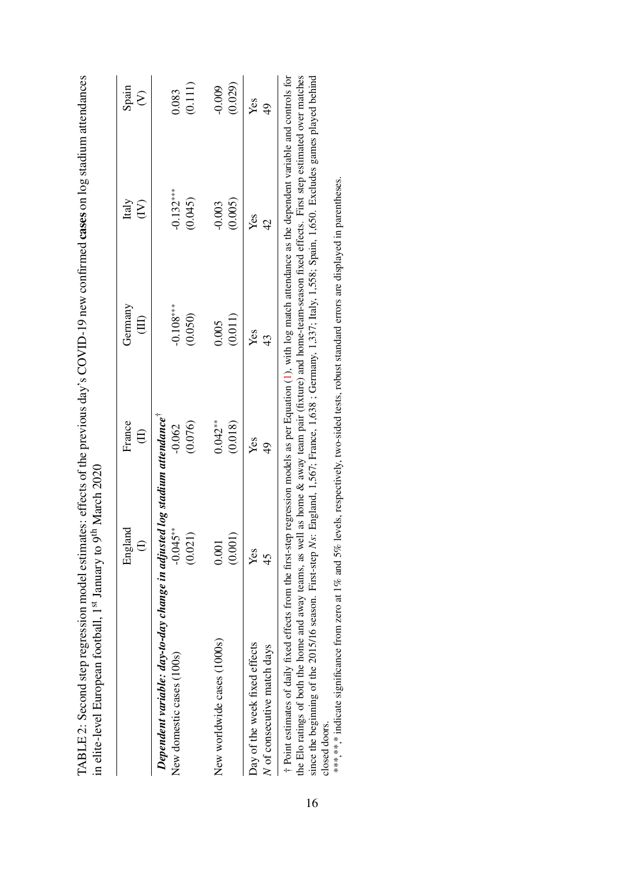TABLE 2: Second step regression model estimates: effects of the previous day's COVID-19 new confirmed **cases** on log stadium attendances in elite-level European football, 1[st] January to 9[th] March 2020

| | England (I) | France (II) | Germany (III) | Italy (IV) | Spain (V) |
|---|---|---|---|---|---|
| ***Dependent variable: day-to-day change in adjusted log stadium attendance***[†] | | | | | |
| New domestic cases (100s) | -0.045** | -0.062 | -0.108*** | -0.132*** | 0.083 |
| | (0.021) | (0.076) | (0.050) | (0.045) | (0.111) |
| New worldwide cases (1000s) | 0.001 | 0.042** | 0.005 | -0.003 | -0.009 |
| | (0.001) | (0.018) | (0.011) | (0.005) | (0.029) |
| Day of the week fixed effects | Yes | Yes | Yes | Yes | Yes |
| *N* of consecutive match days | 45 | 49 | 43 | 42 | 49 |

† Point estimates of daily fixed effects from the first-step regression models as per Equation (1), with log match attendance as the dependent variable and controls for the Elo ratings of both the home and away teams, as well as home & away team pair (fixture) and home-team-season fixed effects. First step estimated over matches since the beginning of the 2015/16 season. First-step *Ns*: England, 1,567; France, 1,638 ; Germany, 1,337; Italy, 1,558; Spain, 1,650. Excludes games played behind closed doors.

***,**,* indicate significance from zero at 1% and 5% levels, respectively, two-sided tests, robust standard errors are displayed in parentheses.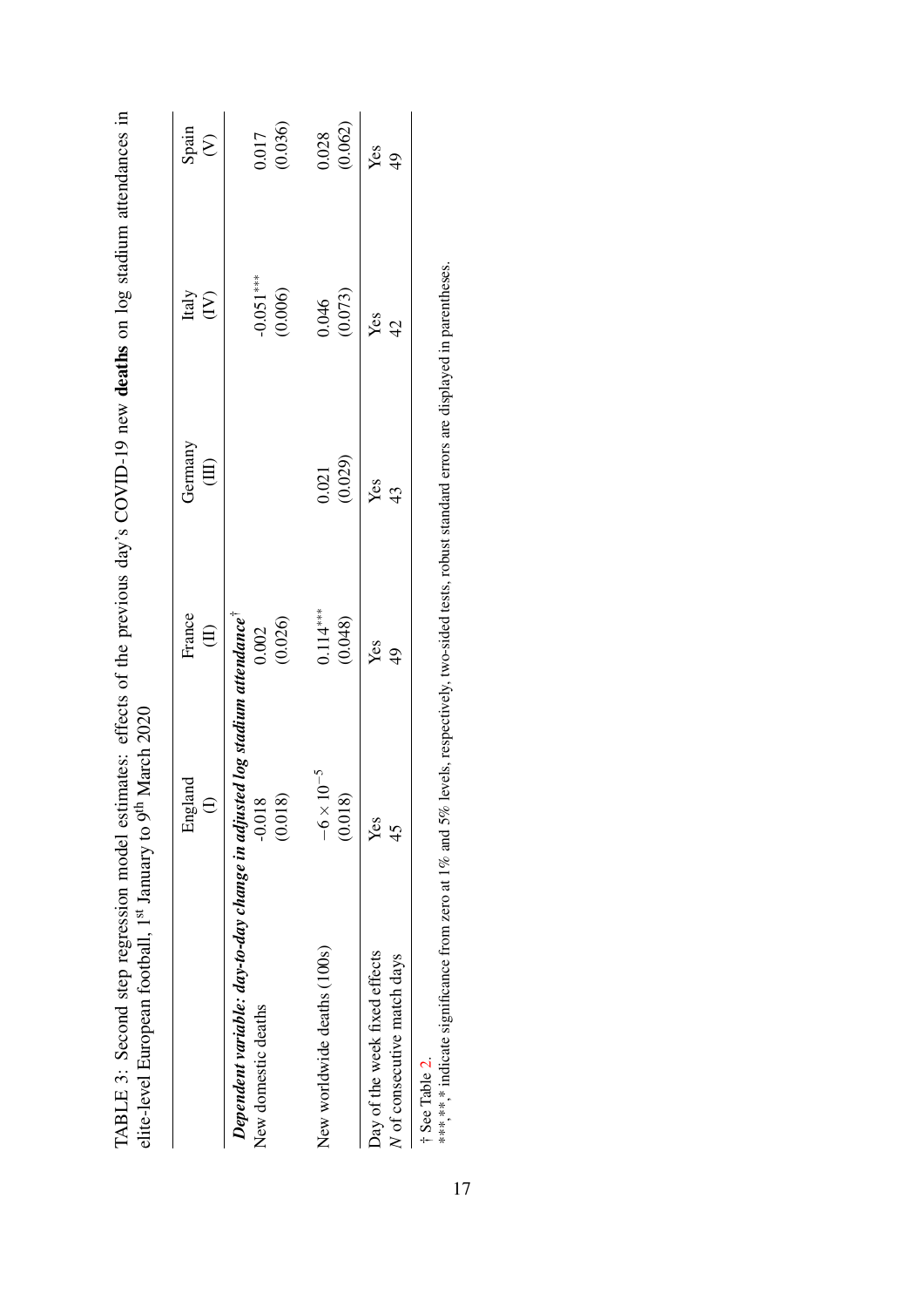TABLE 3: Second step regression model estimates: effects of the previous day's COVID-19 new **deaths** on log stadium attendances in elite-level European football, 1[st] January to 9[th] March 2020

| | England (I) | France (II) | Germany (III) | Italy (IV) | Spain (V) |
|---|---|---|---|---|---|
| ***Dependent variable: day-to-day change in adjusted log stadium attendance*** [†] | | | | | |
| New domestic deaths | -0.018 | 0.002 | | -0.051*** | 0.017 |
| | (0.018) | (0.026) | | (0.006) | (0.036) |
| New worldwide deaths (100s) | $-6\times10^{-5}$ | 0.114*** | 0.021 | 0.046 | 0.028 |
| | (0.018) | (0.048) | (0.029) | (0.073) | (0.062) |
| Day of the week fixed effects | Yes | Yes | Yes | Yes | Yes |
| *N* of consecutive match days | 45 | 49 | 43 | 42 | 49 |

† See Table 2.
***,**,* indicate significance from zero at 1% and 5% levels, respectively, two-sided tests, robust standard errors are displayed in parentheses.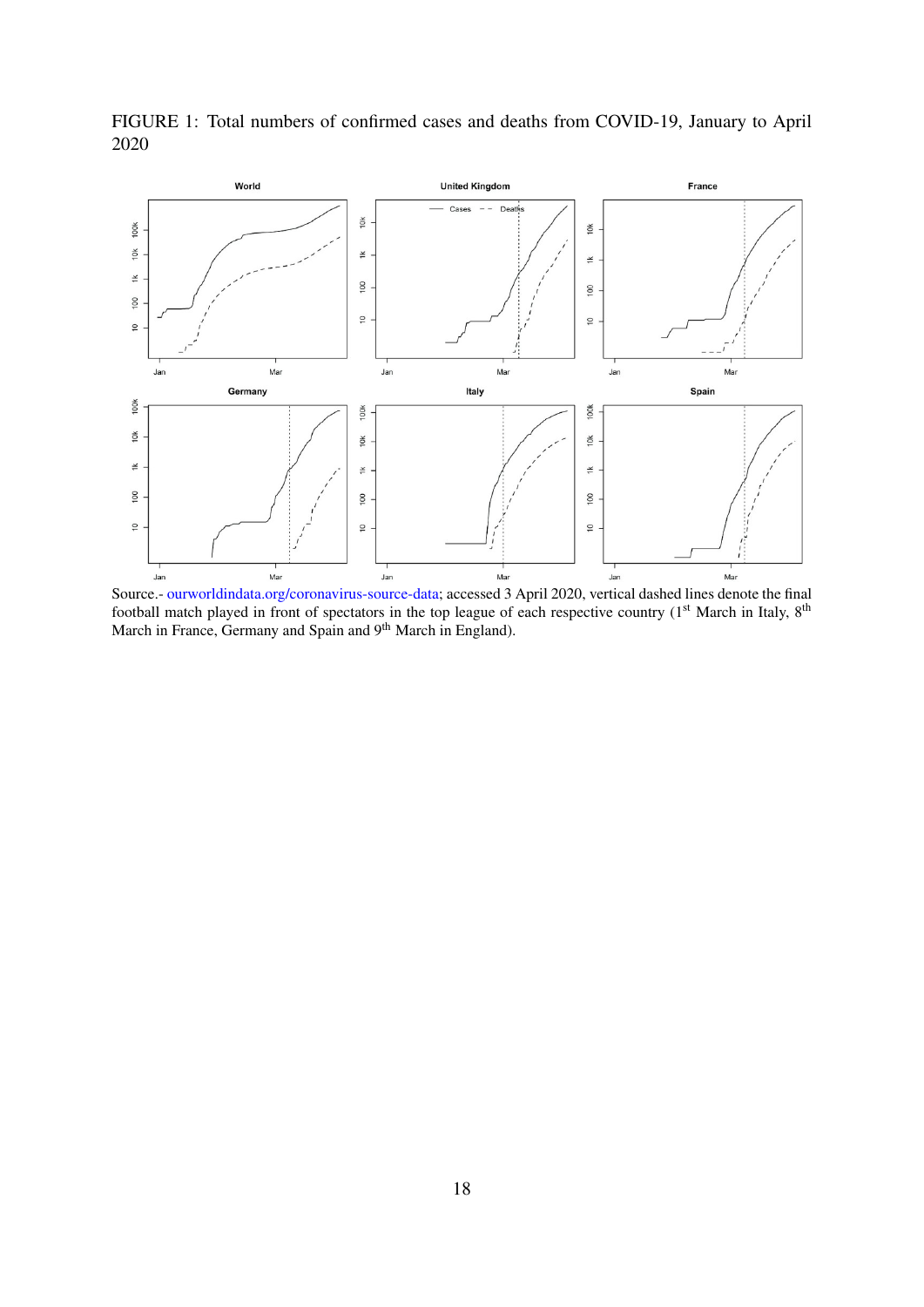FIGURE 1: Total numbers of confirmed cases and deaths from COVID-19, January to April 2020

Source.- ourworldindata.org/coronavirus-source-data; accessed 3 April 2020, vertical dashed lines denote the final football match played in front of spectators in the top league of each respective country (1st March in Italy, 8th March in France, Germany and Spain and 9th March in England).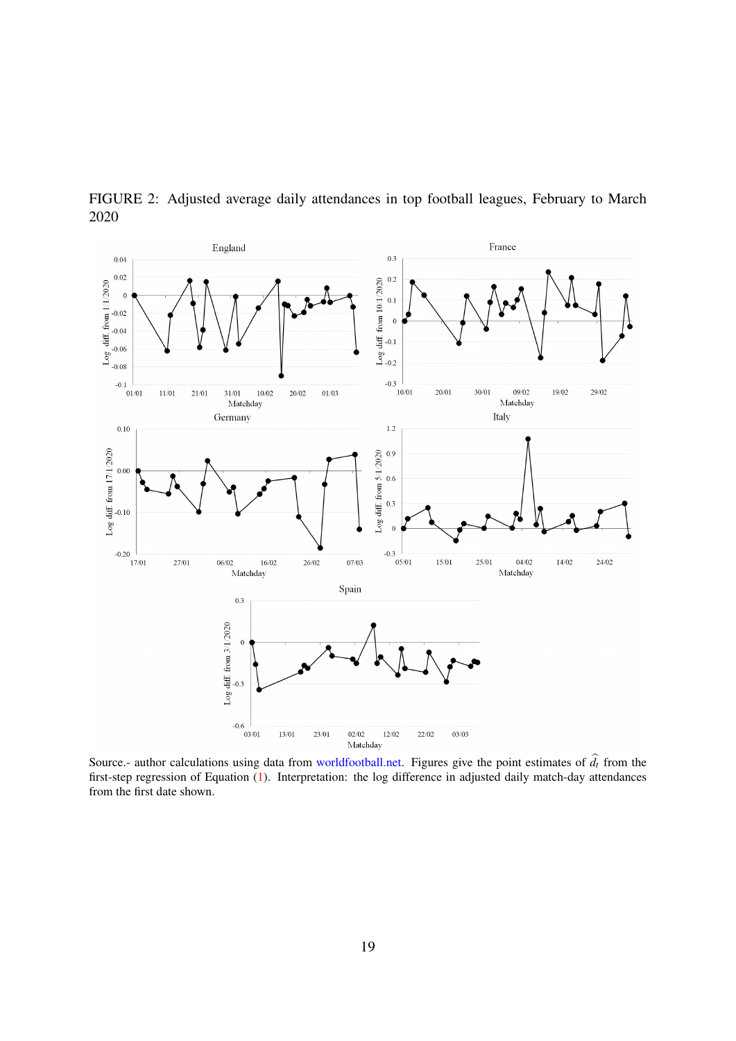FIGURE 2: Adjusted average daily attendances in top football leagues, February to March 2020

England

0.04
0.02
0
-0.02
-0.04
-0.06
-0.08
-0.1

Log diff. from 1/1/2020

01/01 11/01 21/01 31/01 10/02 20/02 01/03

Matchday

France

0.3
0.2
0.1
0
-0.1
-0.2
-0.3

Log diff. from 10/1/2020

10/01 20/01 30/01 09/02 19/02 29/02

Matchday

Germany

0.10
0.00
-0.10
-0.20

Log diff. from 17/1/2020

17/01 27/01 06/02 16/02 26/02 07/03

Matchday

Italy

1.2
0.9
0.6
0.3
0
-0.3

Log diff. from 5/1/2020

05/01 15/01 25/01 04/02 14/02 24/02

Matchday

Spain

0.3
0
-0.3
-0.6

Log diff. from 3/1/2020

03/01 13/01 23/01 02/02 12/02 22/02 03/03

Matchday

Source.- author calculations using data from worldfootball.net. Figures give the point estimates of $\widehat{d_t}$ from the first-step regression of Equation (1). Interpretation: the log difference in adjusted daily match-day attendances from the first date shown.